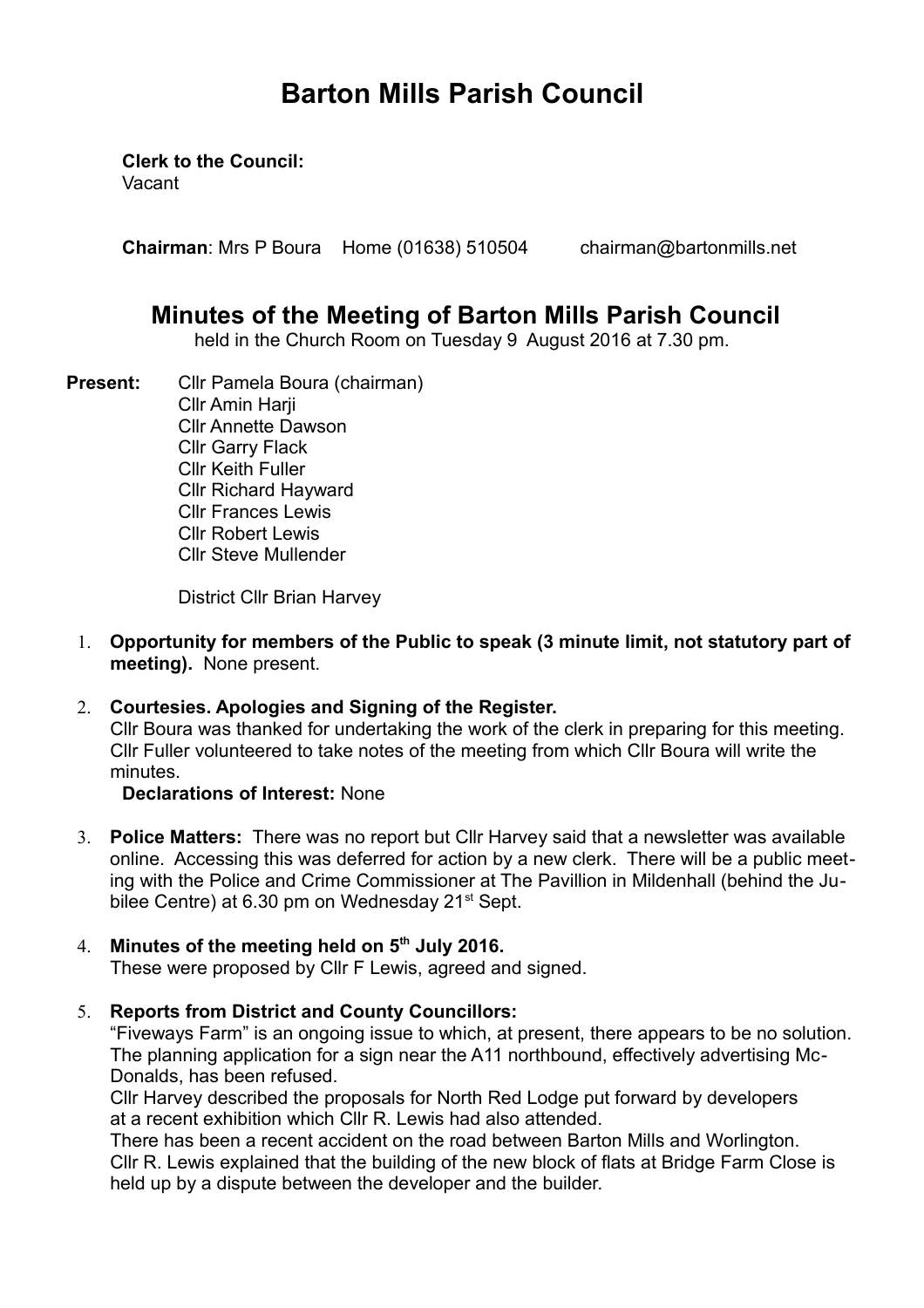# Barton Mills Parish Council

**Clerk to the Council:**
Vacant

**Chairman**: Mrs P Boura Home (01638) 510504 chairman@bartonmills.net

## Minutes of the Meeting of Barton Mills Parish Council

held in the Church Room on Tuesday 9 August 2016 at 7.30 pm.

**Present:** Cllr Pamela Boura (chairman)
Cllr Amin Harji
Cllr Annette Dawson
Cllr Garry Flack
Cllr Keith Fuller
Cllr Richard Hayward
Cllr Frances Lewis
Cllr Robert Lewis
Cllr Steve Mullender

District Cllr Brian Harvey

1. **Opportunity for members of the Public to speak (3 minute limit, not statutory part of meeting).** None present.

2. **Courtesies. Apologies and Signing of the Register.**
   Cllr Boura was thanked for undertaking the work of the clerk in preparing for this meeting. Cllr Fuller volunteered to take notes of the meeting from which Cllr Boura will write the minutes.
   **Declarations of Interest:** None

3. **Police Matters:** There was no report but Cllr Harvey said that a newsletter was available online. Accessing this was deferred for action by a new clerk. There will be a public meeting with the Police and Crime Commissioner at The Pavillion in Mildenhall (behind the Jubilee Centre) at 6.30 pm on Wednesday 21st Sept.

4. **Minutes of the meeting held on 5th July 2016.**
   These were proposed by Cllr F Lewis, agreed and signed.

5. **Reports from District and County Councillors:**
   "Fiveways Farm" is an ongoing issue to which, at present, there appears to be no solution. The planning application for a sign near the A11 northbound, effectively advertising McDonalds, has been refused.
   Cllr Harvey described the proposals for North Red Lodge put forward by developers at a recent exhibition which Cllr R. Lewis had also attended.
   There has been a recent accident on the road between Barton Mills and Worlington.
   Cllr R. Lewis explained that the building of the new block of flats at Bridge Farm Close is held up by a dispute between the developer and the builder.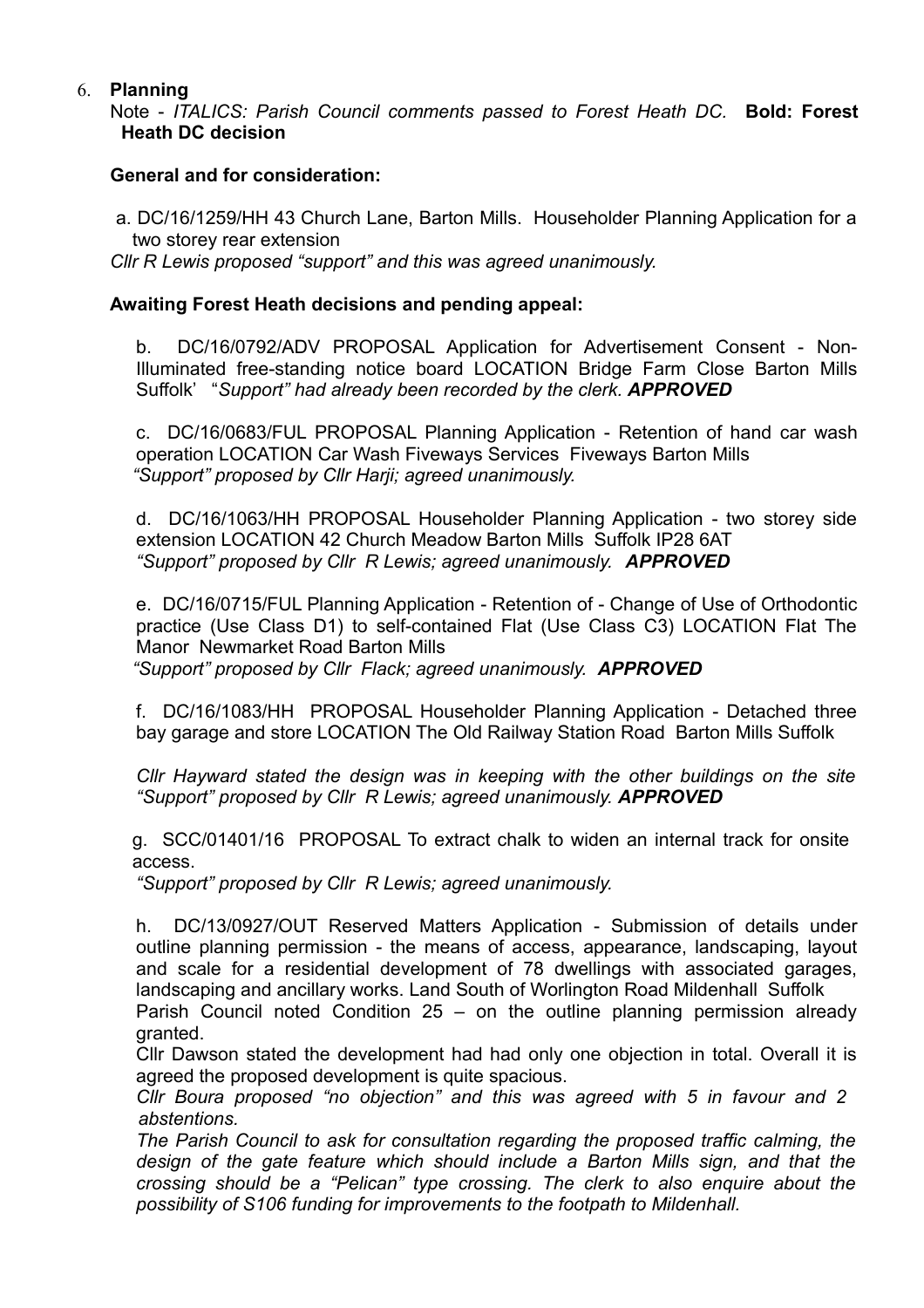6. **Planning**

Note - *ITALICS: Parish Council comments passed to Forest Heath DC.* **Bold: Forest Heath DC decision**

**General and for consideration:**

a. DC/16/1259/HH 43 Church Lane, Barton Mills. Householder Planning Application for a two storey rear extension

*Cllr R Lewis proposed "support" and this was agreed unanimously.*

**Awaiting Forest Heath decisions and pending appeal:**

b. DC/16/0792/ADV PROPOSAL Application for Advertisement Consent - Non-Illuminated free-standing notice board LOCATION Bridge Farm Close Barton Mills Suffolk' "*Support" had already been recorded by the clerk.* ***APPROVED***

c. DC/16/0683/FUL PROPOSAL Planning Application - Retention of hand car wash operation LOCATION Car Wash Fiveways Services Fiveways Barton Mills

*"Support" proposed by Cllr Harji; agreed unanimously.*

d. DC/16/1063/HH PROPOSAL Householder Planning Application - two storey side extension LOCATION 42 Church Meadow Barton Mills Suffolk IP28 6AT

*"Support" proposed by Cllr R Lewis; agreed unanimously.* ***APPROVED***

e. DC/16/0715/FUL Planning Application - Retention of - Change of Use of Orthodontic practice (Use Class D1) to self-contained Flat (Use Class C3) LOCATION Flat The Manor Newmarket Road Barton Mills

*"Support" proposed by Cllr Flack; agreed unanimously.* ***APPROVED***

f. DC/16/1083/HH PROPOSAL Householder Planning Application - Detached three bay garage and store LOCATION The Old Railway Station Road Barton Mills Suffolk

*Cllr Hayward stated the design was in keeping with the other buildings on the site "Support" proposed by Cllr R Lewis; agreed unanimously.* ***APPROVED***

g. SCC/01401/16 PROPOSAL To extract chalk to widen an internal track for onsite access.

*"Support" proposed by Cllr R Lewis; agreed unanimously.*

h. DC/13/0927/OUT Reserved Matters Application - Submission of details under outline planning permission - the means of access, appearance, landscaping, layout and scale for a residential development of 78 dwellings with associated garages, landscaping and ancillary works. Land South of Worlington Road Mildenhall Suffolk

Parish Council noted Condition 25 – on the outline planning permission already granted.

Cllr Dawson stated the development had had only one objection in total. Overall it is agreed the proposed development is quite spacious.

*Cllr Boura proposed "no objection" and this was agreed with 5 in favour and 2 abstentions.*

*The Parish Council to ask for consultation regarding the proposed traffic calming, the design of the gate feature which should include a Barton Mills sign, and that the crossing should be a "Pelican" type crossing. The clerk to also enquire about the possibility of S106 funding for improvements to the footpath to Mildenhall.*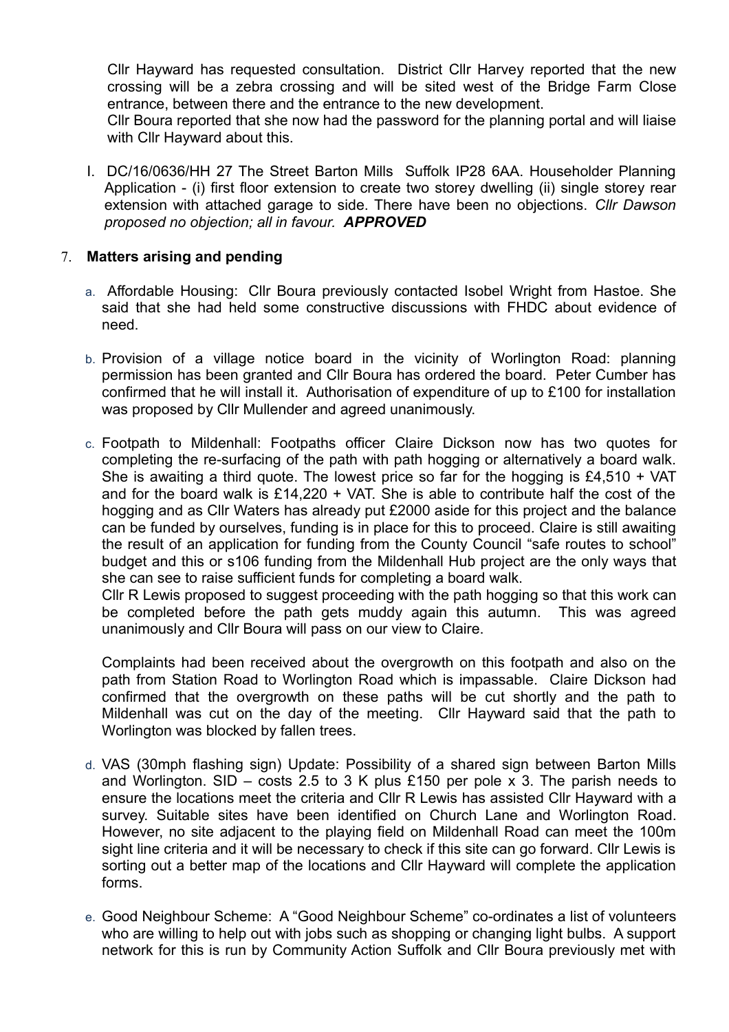Cllr Hayward has requested consultation. District Cllr Harvey reported that the new crossing will be a zebra crossing and will be sited west of the Bridge Farm Close entrance, between there and the entrance to the new development.

Cllr Boura reported that she now had the password for the planning portal and will liaise with Cllr Hayward about this.

l. DC/16/0636/HH 27 The Street Barton Mills Suffolk IP28 6AA. Householder Planning Application - (i) first floor extension to create two storey dwelling (ii) single storey rear extension with attached garage to side. There have been no objections. *Cllr Dawson proposed no objection; all in favour.* ***APPROVED***

7. **Matters arising and pending**

a. Affordable Housing: Cllr Boura previously contacted Isobel Wright from Hastoe. She said that she had held some constructive discussions with FHDC about evidence of need.

b. Provision of a village notice board in the vicinity of Worlington Road: planning permission has been granted and Cllr Boura has ordered the board. Peter Cumber has confirmed that he will install it. Authorisation of expenditure of up to £100 for installation was proposed by Cllr Mullender and agreed unanimously.

c. Footpath to Mildenhall: Footpaths officer Claire Dickson now has two quotes for completing the re-surfacing of the path with path hogging or alternatively a board walk. She is awaiting a third quote. The lowest price so far for the hogging is £4,510 + VAT and for the board walk is £14,220 + VAT. She is able to contribute half the cost of the hogging and as Cllr Waters has already put £2000 aside for this project and the balance can be funded by ourselves, funding is in place for this to proceed. Claire is still awaiting the result of an application for funding from the County Council "safe routes to school" budget and this or s106 funding from the Mildenhall Hub project are the only ways that she can see to raise sufficient funds for completing a board walk.

Cllr R Lewis proposed to suggest proceeding with the path hogging so that this work can be completed before the path gets muddy again this autumn. This was agreed unanimously and Cllr Boura will pass on our view to Claire.

Complaints had been received about the overgrowth on this footpath and also on the path from Station Road to Worlington Road which is impassable. Claire Dickson had confirmed that the overgrowth on these paths will be cut shortly and the path to Mildenhall was cut on the day of the meeting. Cllr Hayward said that the path to Worlington was blocked by fallen trees.

d. VAS (30mph flashing sign) Update: Possibility of a shared sign between Barton Mills and Worlington. SID – costs 2.5 to 3 K plus £150 per pole x 3. The parish needs to ensure the locations meet the criteria and Cllr R Lewis has assisted Cllr Hayward with a survey. Suitable sites have been identified on Church Lane and Worlington Road. However, no site adjacent to the playing field on Mildenhall Road can meet the 100m sight line criteria and it will be necessary to check if this site can go forward. Cllr Lewis is sorting out a better map of the locations and Cllr Hayward will complete the application forms.

e. Good Neighbour Scheme: A "Good Neighbour Scheme" co-ordinates a list of volunteers who are willing to help out with jobs such as shopping or changing light bulbs. A support network for this is run by Community Action Suffolk and Cllr Boura previously met with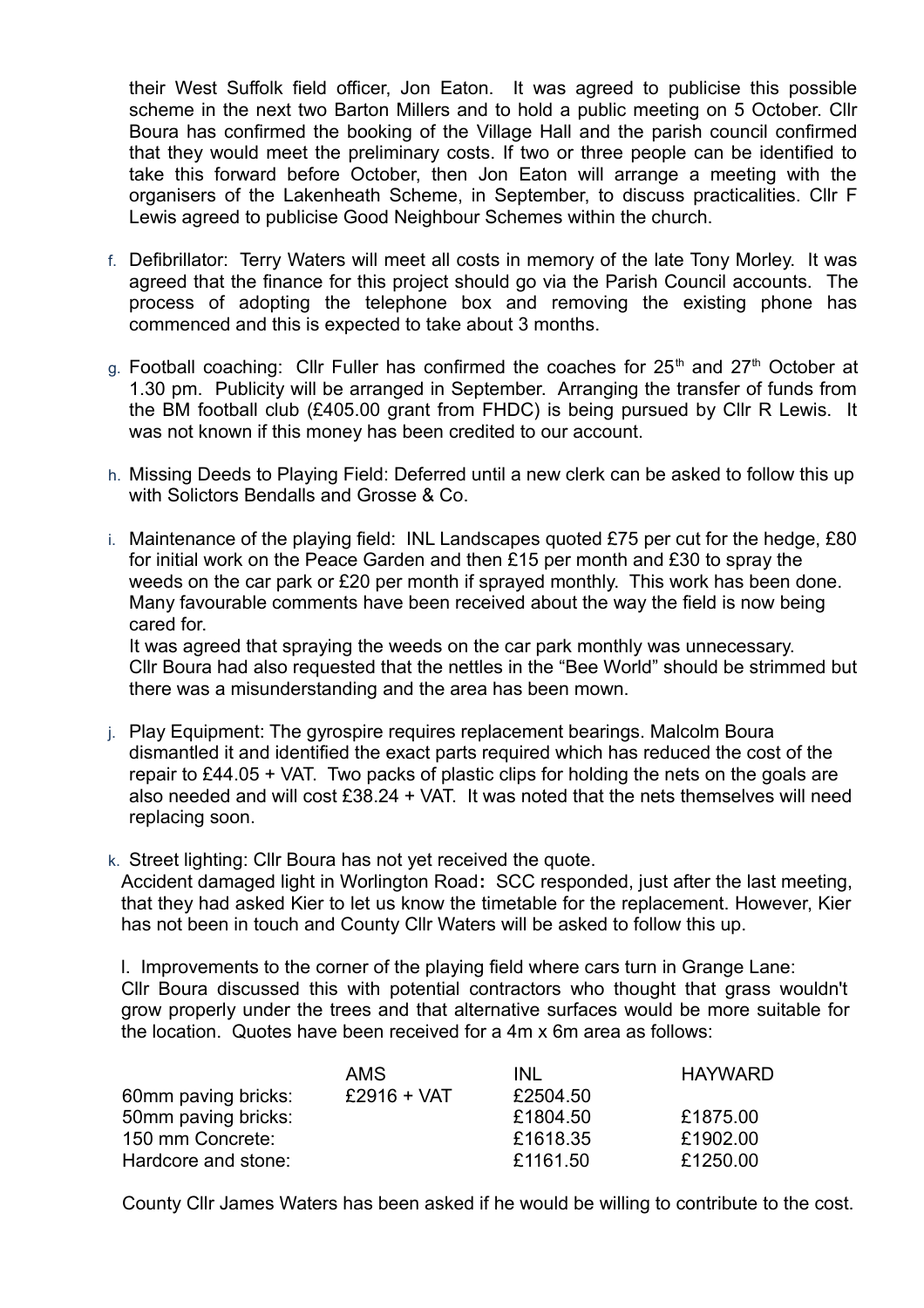their West Suffolk field officer, Jon Eaton. It was agreed to publicise this possible scheme in the next two Barton Millers and to hold a public meeting on 5 October. Cllr Boura has confirmed the booking of the Village Hall and the parish council confirmed that they would meet the preliminary costs. If two or three people can be identified to take this forward before October, then Jon Eaton will arrange a meeting with the organisers of the Lakenheath Scheme, in September, to discuss practicalities. Cllr F Lewis agreed to publicise Good Neighbour Schemes within the church.

f. Defibrillator: Terry Waters will meet all costs in memory of the late Tony Morley. It was agreed that the finance for this project should go via the Parish Council accounts. The process of adopting the telephone box and removing the existing phone has commenced and this is expected to take about 3 months.

g. Football coaching: Cllr Fuller has confirmed the coaches for 25th and 27th October at 1.30 pm. Publicity will be arranged in September. Arranging the transfer of funds from the BM football club (£405.00 grant from FHDC) is being pursued by Cllr R Lewis. It was not known if this money has been credited to our account.

h. Missing Deeds to Playing Field: Deferred until a new clerk can be asked to follow this up with Solictors Bendalls and Grosse & Co.

i. Maintenance of the playing field: INL Landscapes quoted £75 per cut for the hedge, £80 for initial work on the Peace Garden and then £15 per month and £30 to spray the weeds on the car park or £20 per month if sprayed monthly. This work has been done. Many favourable comments have been received about the way the field is now being cared for.
It was agreed that spraying the weeds on the car park monthly was unnecessary.
Cllr Boura had also requested that the nettles in the "Bee World" should be strimmed but there was a misunderstanding and the area has been mown.

j. Play Equipment: The gyrospire requires replacement bearings. Malcolm Boura dismantled it and identified the exact parts required which has reduced the cost of the repair to £44.05 + VAT. Two packs of plastic clips for holding the nets on the goals are also needed and will cost £38.24 + VAT. It was noted that the nets themselves will need replacing soon.

k. Street lighting: Cllr Boura has not yet received the quote.
Accident damaged light in Worlington Road**:** SCC responded, just after the last meeting, that they had asked Kier to let us know the timetable for the replacement. However, Kier has not been in touch and County Cllr Waters will be asked to follow this up.

l. Improvements to the corner of the playing field where cars turn in Grange Lane:
Cllr Boura discussed this with potential contractors who thought that grass wouldn't grow properly under the trees and that alternative surfaces would be more suitable for the location. Quotes have been received for a 4m x 6m area as follows:

| | AMS | INL | HAYWARD |
|---|---|---|---|
| 60mm paving bricks: | £2916 + VAT | £2504.50 | |
| 50mm paving bricks: | | £1804.50 | £1875.00 |
| 150 mm Concrete: | | £1618.35 | £1902.00 |
| Hardcore and stone: | | £1161.50 | £1250.00 |

County Cllr James Waters has been asked if he would be willing to contribute to the cost.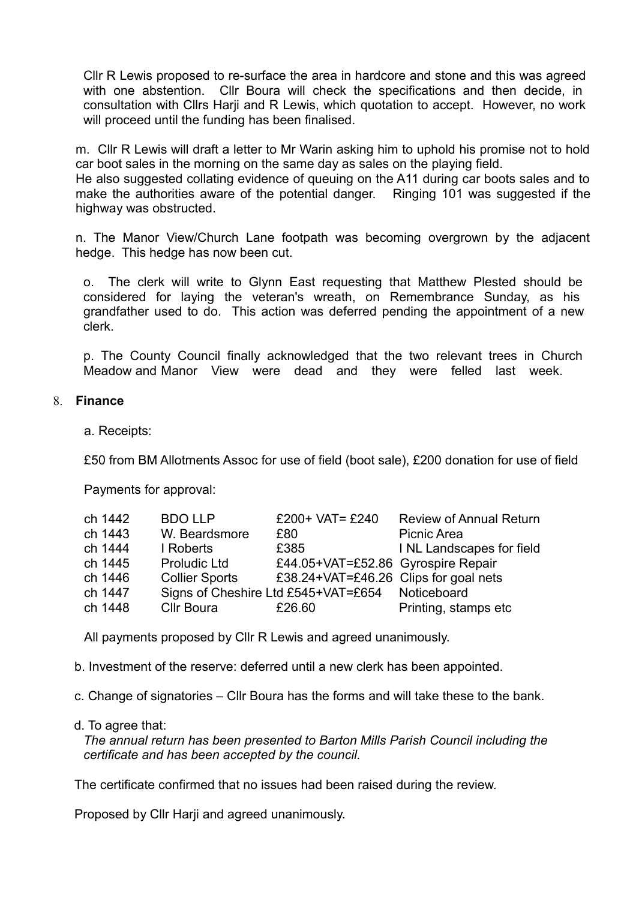Cllr R Lewis proposed to re-surface the area in hardcore and stone and this was agreed with one abstention. Cllr Boura will check the specifications and then decide, in consultation with Cllrs Harji and R Lewis, which quotation to accept. However, no work will proceed until the funding has been finalised.

m. Cllr R Lewis will draft a letter to Mr Warin asking him to uphold his promise not to hold car boot sales in the morning on the same day as sales on the playing field.
He also suggested collating evidence of queuing on the A11 during car boots sales and to make the authorities aware of the potential danger. Ringing 101 was suggested if the highway was obstructed.

n. The Manor View/Church Lane footpath was becoming overgrown by the adjacent hedge. This hedge has now been cut.

o. The clerk will write to Glynn East requesting that Matthew Plested should be considered for laying the veteran's wreath, on Remembrance Sunday, as his grandfather used to do. This action was deferred pending the appointment of a new clerk.

p. The County Council finally acknowledged that the two relevant trees in Church Meadow and Manor View were dead and they were felled last week.

8. **Finance**

a. Receipts:

£50 from BM Allotments Assoc for use of field (boot sale), £200 donation for use of field

Payments for approval:

| | | | |
|---|---|---|---|
| ch 1442 | BDO LLP | £200+ VAT= £240 | Review of Annual Return |
| ch 1443 | W. Beardsmore | £80 | Picnic Area |
| ch 1444 | I Roberts | £385 | I NL Landscapes for field |
| ch 1445 | Proludic Ltd | £44.05+VAT=£52.86 | Gyrospire Repair |
| ch 1446 | Collier Sports | £38.24+VAT=£46.26 | Clips for goal nets |
| ch 1447 | Signs of Cheshire Ltd | £545+VAT=£654 | Noticeboard |
| ch 1448 | Cllr Boura | £26.60 | Printing, stamps etc |

All payments proposed by Cllr R Lewis and agreed unanimously.

b. Investment of the reserve: deferred until a new clerk has been appointed.

c. Change of signatories – Cllr Boura has the forms and will take these to the bank.

d. To agree that:
*The annual return has been presented to Barton Mills Parish Council including the certificate and has been accepted by the council.*

The certificate confirmed that no issues had been raised during the review.

Proposed by Cllr Harji and agreed unanimously.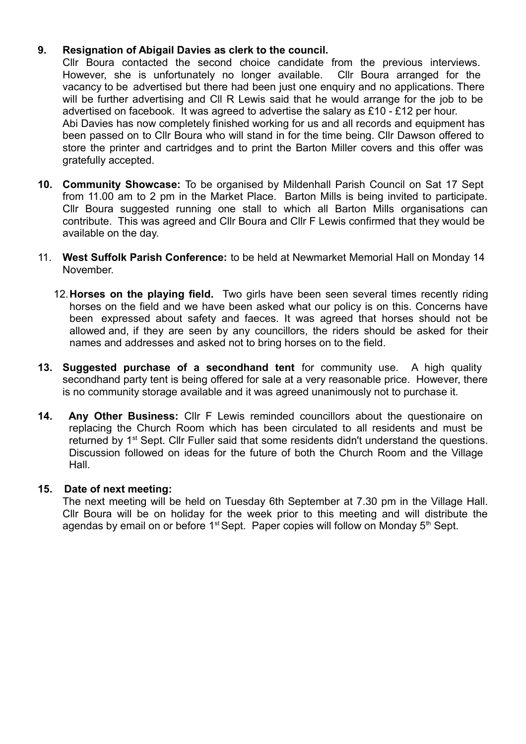**9. Resignation of Abigail Davies as clerk to the council.**

Cllr Boura contacted the second choice candidate from the previous interviews. However, she is unfortunately no longer available. Cllr Boura arranged for the vacancy to be advertised but there had been just one enquiry and no applications. There will be further advertising and Cll R Lewis said that he would arrange for the job to be advertised on facebook. It was agreed to advertise the salary as £10 - £12 per hour.

Abi Davies has now completely finished working for us and all records and equipment has been passed on to Cllr Boura who will stand in for the time being. Cllr Dawson offered to store the printer and cartridges and to print the Barton Miller covers and this offer was gratefully accepted.

**10. Community Showcase:** To be organised by Mildenhall Parish Council on Sat 17 Sept from 11.00 am to 2 pm in the Market Place. Barton Mills is being invited to participate. Cllr Boura suggested running one stall to which all Barton Mills organisations can contribute. This was agreed and Cllr Boura and Cllr F Lewis confirmed that they would be available on the day.

11. **West Suffolk Parish Conference:** to be held at Newmarket Memorial Hall on Monday 14 November.

12. **Horses on the playing field.** Two girls have been seen several times recently riding horses on the field and we have been asked what our policy is on this. Concerns have been expressed about safety and faeces. It was agreed that horses should not be allowed and, if they are seen by any councillors, the riders should be asked for their names and addresses and asked not to bring horses on to the field.

**13. Suggested purchase of a secondhand tent** for community use. A high quality secondhand party tent is being offered for sale at a very reasonable price. However, there is no community storage available and it was agreed unanimously not to purchase it.

**14. Any Other Business:** Cllr F Lewis reminded councillors about the questionaire on replacing the Church Room which has been circulated to all residents and must be returned by 1st Sept. Cllr Fuller said that some residents didn't understand the questions. Discussion followed on ideas for the future of both the Church Room and the Village Hall.

**15. Date of next meeting:**

The next meeting will be held on Tuesday 6th September at 7.30 pm in the Village Hall. Cllr Boura will be on holiday for the week prior to this meeting and will distribute the agendas by email on or before 1st Sept. Paper copies will follow on Monday 5th Sept.